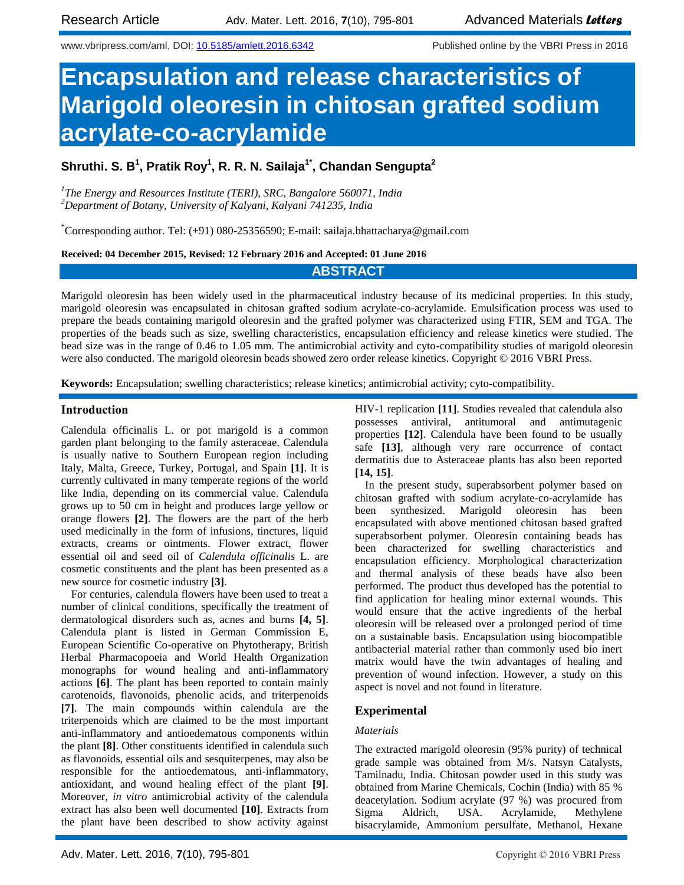# Encapsulation and release characteristics of Marigold oleoresin in chitosan grafted sodium acrylate-co-acrylamide

**Shruthi. S. B[1], Pratik Roy[1], R. R. N. Sailaja[1*], Chandan Sengupta[2]**

[1]*The Energy and Resources Institute (TERI), SRC, Bangalore 560071, India*
[2]*Department of Botany, University of Kalyani, Kalyani 741235, India*

[*]Corresponding author. Tel: (+91) 080-25356590; E-mail: sailaja.bhattacharya@gmail.com

**Received: 04 December 2015, Revised: 12 February 2016 and Accepted: 01 June 2016**

## ABSTRACT

Marigold oleoresin has been widely used in the pharmaceutical industry because of its medicinal properties. In this study, marigold oleoresin was encapsulated in chitosan grafted sodium acrylate-co-acrylamide. Emulsification process was used to prepare the beads containing marigold oleoresin and the grafted polymer was characterized using FTIR, SEM and TGA. The properties of the beads such as size, swelling characteristics, encapsulation efficiency and release kinetics were studied. The bead size was in the range of 0.46 to 1.05 mm. The antimicrobial activity and cyto-compatibility studies of marigold oleoresin were also conducted. The marigold oleoresin beads showed zero order release kinetics. Copyright © 2016 VBRI Press.

**Keywords:** Encapsulation; swelling characteristics; release kinetics; antimicrobial activity; cyto-compatibility.

## Introduction

Calendula officinalis L. or pot marigold is a common garden plant belonging to the family asteraceae. Calendula is usually native to Southern European region including Italy, Malta, Greece, Turkey, Portugal, and Spain **[1]**. It is currently cultivated in many temperate regions of the world like India, depending on its commercial value. Calendula grows up to 50 cm in height and produces large yellow or orange flowers **[2]**. The flowers are the part of the herb used medicinally in the form of infusions, tinctures, liquid extracts, creams or ointments. Flower extract, flower essential oil and seed oil of *Calendula officinalis* L. are cosmetic constituents and the plant has been presented as a new source for cosmetic industry **[3]**.

For centuries, calendula flowers have been used to treat a number of clinical conditions, specifically the treatment of dermatological disorders such as, acnes and burns **[4, 5]**. Calendula plant is listed in German Commission E, European Scientific Co-operative on Phytotherapy, British Herbal Pharmacopoeia and World Health Organization monographs for wound healing and anti-inflammatory actions **[6]**. The plant has been reported to contain mainly carotenoids, flavonoids, phenolic acids, and triterpenoids **[7]**. The main compounds within calendula are the triterpenoids which are claimed to be the most important anti-inflammatory and antioedematous components within the plant **[8]**. Other constituents identified in calendula such as flavonoids, essential oils and sesquiterpenes, may also be responsible for the antioedematous, anti-inflammatory, antioxidant, and wound healing effect of the plant **[9]**. Moreover, *in vitro* antimicrobial activity of the calendula extract has also been well documented **[10]**. Extracts from the plant have been described to show activity against HIV-1 replication **[11]**. Studies revealed that calendula also possesses antiviral, antitumoral and antimutagenic properties **[12]**. Calendula have been found to be usually safe **[13]**, although very rare occurrence of contact dermatitis due to Asteraceae plants has also been reported **[14, 15]**.

In the present study, superabsorbent polymer based on chitosan grafted with sodium acrylate-co-acrylamide has been synthesized. Marigold oleoresin has been encapsulated with above mentioned chitosan based grafted superabsorbent polymer. Oleoresin containing beads has been characterized for swelling characteristics and encapsulation efficiency. Morphological characterization and thermal analysis of these beads have also been performed. The product thus developed has the potential to find application for healing minor external wounds. This would ensure that the active ingredients of the herbal oleoresin will be released over a prolonged period of time on a sustainable basis. Encapsulation using biocompatible antibacterial material rather than commonly used bio inert matrix would have the twin advantages of healing and prevention of wound infection. However, a study on this aspect is novel and not found in literature.

## Experimental

### *Materials*

The extracted marigold oleoresin (95% purity) of technical grade sample was obtained from M/s. Natsyn Catalysts, Tamilnadu, India. Chitosan powder used in this study was obtained from Marine Chemicals, Cochin (India) with 85 % deacetylation. Sodium acrylate (97 %) was procured from Sigma Aldrich, USA. Acrylamide, Methylene bisacrylamide, Ammonium persulfate, Methanol, Hexane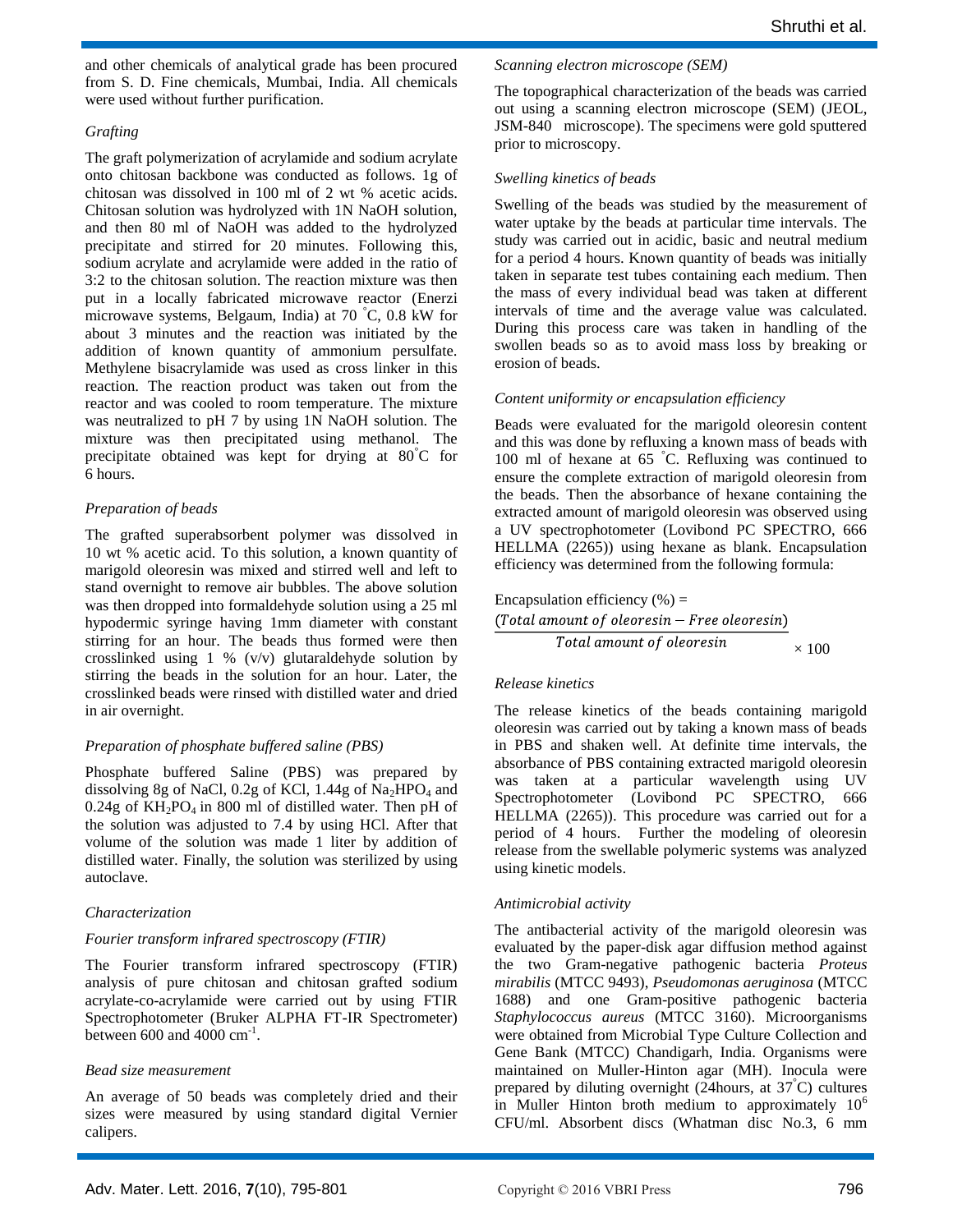and other chemicals of analytical grade has been procured from S. D. Fine chemicals, Mumbai, India. All chemicals were used without further purification.

*Grafting*

The graft polymerization of acrylamide and sodium acrylate onto chitosan backbone was conducted as follows. 1g of chitosan was dissolved in 100 ml of 2 wt % acetic acids. Chitosan solution was hydrolyzed with 1N NaOH solution, and then 80 ml of NaOH was added to the hydrolyzed precipitate and stirred for 20 minutes. Following this, sodium acrylate and acrylamide were added in the ratio of 3:2 to the chitosan solution. The reaction mixture was then put in a locally fabricated microwave reactor (Enerzi microwave systems, Belgaum, India) at 70 °C, 0.8 kW for about 3 minutes and the reaction was initiated by the addition of known quantity of ammonium persulfate. Methylene bisacrylamide was used as cross linker in this reaction. The reaction product was taken out from the reactor and was cooled to room temperature. The mixture was neutralized to pH 7 by using 1N NaOH solution. The mixture was then precipitated using methanol. The precipitate obtained was kept for drying at 80°C for 6 hours.

*Preparation of beads*

The grafted superabsorbent polymer was dissolved in 10 wt % acetic acid. To this solution, a known quantity of marigold oleoresin was mixed and stirred well and left to stand overnight to remove air bubbles. The above solution was then dropped into formaldehyde solution using a 25 ml hypodermic syringe having 1mm diameter with constant stirring for an hour. The beads thus formed were then crosslinked using 1 % (v/v) glutaraldehyde solution by stirring the beads in the solution for an hour. Later, the crosslinked beads were rinsed with distilled water and dried in air overnight.

*Preparation of phosphate buffered saline (PBS)*

Phosphate buffered Saline (PBS) was prepared by dissolving 8g of NaCl, 0.2g of KCl, 1.44g of $Na_2HPO_4$ and 0.24g of $KH_2PO_4$ in 800 ml of distilled water. Then pH of the solution was adjusted to 7.4 by using HCl. After that volume of the solution was made 1 liter by addition of distilled water. Finally, the solution was sterilized by using autoclave.

*Characterization*

*Fourier transform infrared spectroscopy (FTIR)*

The Fourier transform infrared spectroscopy (FTIR) analysis of pure chitosan and chitosan grafted sodium acrylate-co-acrylamide were carried out by using FTIR Spectrophotometer (Bruker ALPHA FT-IR Spectrometer) between 600 and 4000 $cm^{-1}$.

*Bead size measurement*

An average of 50 beads was completely dried and their sizes were measured by using standard digital Vernier calipers.

*Scanning electron microscope (SEM)*

The topographical characterization of the beads was carried out using a scanning electron microscope (SEM) (JEOL, JSM-840 microscope). The specimens were gold sputtered prior to microscopy.

*Swelling kinetics of beads*

Swelling of the beads was studied by the measurement of water uptake by the beads at particular time intervals. The study was carried out in acidic, basic and neutral medium for a period 4 hours. Known quantity of beads was initially taken in separate test tubes containing each medium. Then the mass of every individual bead was taken at different intervals of time and the average value was calculated. During this process care was taken in handling of the swollen beads so as to avoid mass loss by breaking or erosion of beads.

*Content uniformity or encapsulation efficiency*

Beads were evaluated for the marigold oleoresin content and this was done by refluxing a known mass of beads with 100 ml of hexane at 65 °C. Refluxing was continued to ensure the complete extraction of marigold oleoresin from the beads. Then the absorbance of hexane containing the extracted amount of marigold oleoresin was observed using a UV spectrophotometer (Lovibond PC SPECTRO, 666 HELLMA (2265)) using hexane as blank. Encapsulation efficiency was determined from the following formula:

$$\text{Encapsulation efficiency } (\%) = \frac{(Total\ amount\ of\ oleoresin - Free\ oleoresin)}{Total\ amount\ of\ oleoresin} \times 100$$

*Release kinetics*

The release kinetics of the beads containing marigold oleoresin was carried out by taking a known mass of beads in PBS and shaken well. At definite time intervals, the absorbance of PBS containing extracted marigold oleoresin was taken at a particular wavelength using UV Spectrophotometer (Lovibond PC SPECTRO, 666 HELLMA (2265)). This procedure was carried out for a period of 4 hours. Further the modeling of oleoresin release from the swellable polymeric systems was analyzed using kinetic models.

*Antimicrobial activity*

The antibacterial activity of the marigold oleoresin was evaluated by the paper-disk agar diffusion method against the two Gram-negative pathogenic bacteria *Proteus mirabilis* (MTCC 9493), *Pseudomonas aeruginosa* (MTCC 1688) and one Gram-positive pathogenic bacteria *Staphylococcus aureus* (MTCC 3160). Microorganisms were obtained from Microbial Type Culture Collection and Gene Bank (MTCC) Chandigarh, India. Organisms were maintained on Muller-Hinton agar (MH). Inocula were prepared by diluting overnight (24hours, at 37°C) cultures in Muller Hinton broth medium to approximately $10^6$ CFU/ml. Absorbent discs (Whatman disc No.3, 6 mm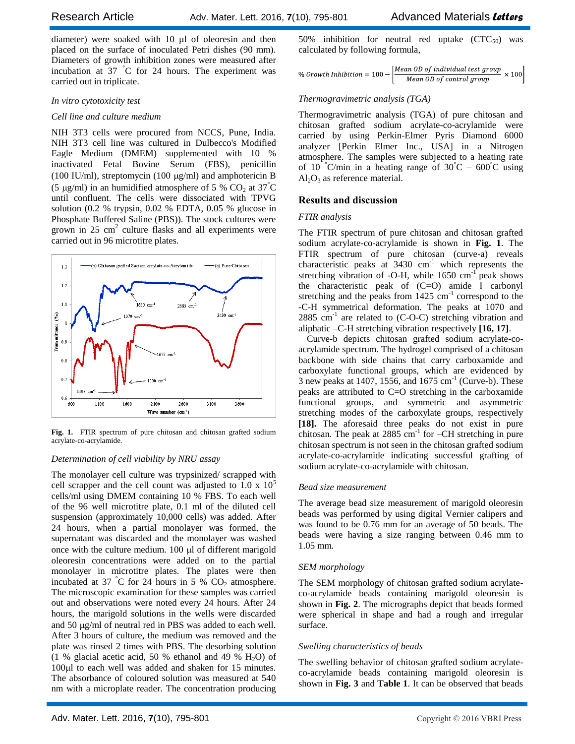diameter) were soaked with 10 µl of oleoresin and then placed on the surface of inoculated Petri dishes (90 mm). Diameters of growth inhibition zones were measured after incubation at 37 °C for 24 hours. The experiment was carried out in triplicate.

*In vitro cytotoxicity test*

*Cell line and culture medium*

NIH 3T3 cells were procured from NCCS, Pune, India. NIH 3T3 cell line was cultured in Dulbecco's Modified Eagle Medium (DMEM) supplemented with 10 % inactivated Fetal Bovine Serum (FBS), penicillin (100 IU/ml), streptomycin (100 µg/ml) and amphotericin B (5 µg/ml) in an humidified atmosphere of 5 % $CO_2$ at 37°C until confluent. The cells were dissociated with TPVG solution (0.2 % trypsin, 0.02 % EDTA, 0.05 % glucose in Phosphate Buffered Saline (PBS)). The stock cultures were grown in 25 $cm^2$ culture flasks and all experiments were carried out in 96 microtitre plates.

**Fig. 1.** FTIR spectrum of pure chitosan and chitosan grafted sodium acrylate-co-acrylamide.

*Determination of cell viability by NRU assay*

The monolayer cell culture was trypsinized/ scrapped with cell scrapper and the cell count was adjusted to 1.0 x $10^5$ cells/ml using DMEM containing 10 % FBS. To each well of the 96 well microtitre plate, 0.1 ml of the diluted cell suspension (approximately 10,000 cells) was added. After 24 hours, when a partial monolayer was formed, the supernatant was discarded and the monolayer was washed once with the culture medium. 100 µl of different marigold oleoresin concentrations were added on to the partial monolayer in microtitre plates. The plates were then incubated at 37 °C for 24 hours in 5 % $CO_2$ atmosphere. The microscopic examination for these samples was carried out and observations were noted every 24 hours. After 24 hours, the marigold solutions in the wells were discarded and 50 µg/ml of neutral red in PBS was added to each well. After 3 hours of culture, the medium was removed and the plate was rinsed 2 times with PBS. The desorbing solution (1 % glacial acetic acid, 50 % ethanol and 49 % $H_2O$) of 100µl to each well was added and shaken for 15 minutes. The absorbance of coloured solution was measured at 540 nm with a microplate reader. The concentration producing 50% inhibition for neutral red uptake ($CTC_{50}$) was calculated by following formula,

$$\%\,Growth\ Inhibition = 100 - \left[\frac{Mean\ OD\ of\ individual\ test\ group}{Mean\ OD\ of\ control\ group} \times 100\right]$$

*Thermogravimetric analysis (TGA)*

Thermogravimetric analysis (TGA) of pure chitosan and chitosan grafted sodium acrylate-co-acrylamide were carried by using Perkin-Elmer Pyris Diamond 6000 analyzer [Perkin Elmer Inc., USA] in a Nitrogen atmosphere. The samples were subjected to a heating rate of 10 °C/min in a heating range of 30°C – 600°C using $Al_2O_3$ as reference material.

## Results and discussion

*FTIR analysis*

The FTIR spectrum of pure chitosan and chitosan grafted sodium acrylate-co-acrylamide is shown in **Fig. 1**. The FTIR spectrum of pure chitosan (curve-a) reveals characteristic peaks at 3430 $cm^{-1}$ which represents the stretching vibration of -O-H, while 1650 $cm^{-1}$ peak shows the characteristic peak of (C=O) amide I carbonyl stretching and the peaks from 1425 $cm^{-1}$ correspond to the -C-H symmetrical deformation. The peaks at 1070 and 2885 $cm^{-1}$ are related to (C-O-C) stretching vibration and aliphatic –C-H stretching vibration respectively **[16, 17]**.

Curve-b depicts chitosan grafted sodium acrylate-co-acrylamide spectrum. The hydrogel comprised of a chitosan backbone with side chains that carry carboxamide and carboxylate functional groups, which are evidenced by 3 new peaks at 1407, 1556, and 1675 $cm^{-1}$ (Curve-b). These peaks are attributed to C=O stretching in the carboxamide functional groups, and symmetric and asymmetric stretching modes of the carboxylate groups, respectively **[18].** The aforesaid three peaks do not exist in pure chitosan. The peak at 2885 $cm^{-1}$ for –CH stretching in pure chitosan spectrum is not seen in the chitosan grafted sodium acrylate-co-acrylamide indicating successful grafting of sodium acrylate-co-acrylamide with chitosan.

*Bead size measurement*

The average bead size measurement of marigold oleoresin beads was performed by using digital Vernier calipers and was found to be 0.76 mm for an average of 50 beads. The beads were having a size ranging between 0.46 mm to 1.05 mm.

*SEM morphology*

The SEM morphology of chitosan grafted sodium acrylate-co-acrylamide beads containing marigold oleoresin is shown in **Fig. 2**. The micrographs depict that beads formed were spherical in shape and had a rough and irregular surface.

*Swelling characteristics of beads*

The swelling behavior of chitosan grafted sodium acrylate-co-acrylamide beads containing marigold oleoresin is shown in **Fig. 3** and **Table 1**. It can be observed that beads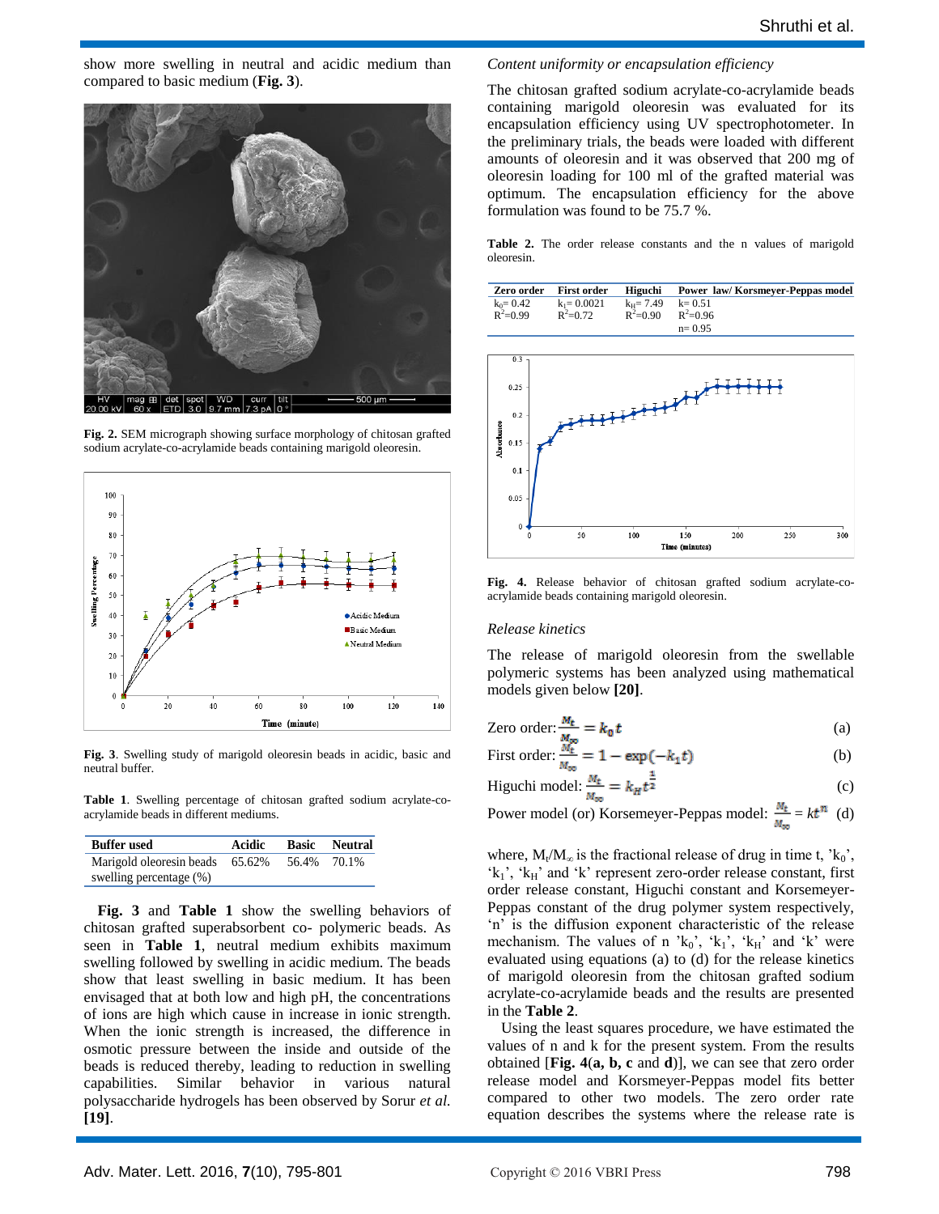show more swelling in neutral and acidic medium than compared to basic medium (**Fig. 3**).

**Fig. 2.** SEM micrograph showing surface morphology of chitosan grafted sodium acrylate-co-acrylamide beads containing marigold oleoresin.

**Fig. 3**. Swelling study of marigold oleoresin beads in acidic, basic and neutral buffer.

**Table 1**. Swelling percentage of chitosan grafted sodium acrylate-co-acrylamide beads in different mediums.

| Buffer used | Acidic | Basic | Neutral |
|---|---|---|---|
| Marigold oleoresin beads swelling percentage (%) | 65.62% | 56.4% | 70.1% |

**Fig. 3** and **Table 1** show the swelling behaviors of chitosan grafted superabsorbent co- polymeric beads. As seen in **Table 1**, neutral medium exhibits maximum swelling followed by swelling in acidic medium. The beads show that least swelling in basic medium. It has been envisaged that at both low and high pH, the concentrations of ions are high which cause in increase in ionic strength. When the ionic strength is increased, the difference in osmotic pressure between the inside and outside of the beads is reduced thereby, leading to reduction in swelling capabilities. Similar behavior in various natural polysaccharide hydrogels has been observed by Sorur *et al.* **[19]**.

*Content uniformity or encapsulation efficiency*

The chitosan grafted sodium acrylate-co-acrylamide beads containing marigold oleoresin was evaluated for its encapsulation efficiency using UV spectrophotometer. In the preliminary trials, the beads were loaded with different amounts of oleoresin and it was observed that 200 mg of oleoresin loading for 100 ml of the grafted material was optimum. The encapsulation efficiency for the above formulation was found to be 75.7 %.

**Table 2.** The order release constants and the n values of marigold oleoresin.

| Zero order | First order | Higuchi | Power law/ Korsmeyer-Peppas model |
|---|---|---|---|
| $k_0$= 0.42<br>$R^2$=0.99 | $k_1$= 0.0021<br>$R^2$=0.72 | $k_H$= 7.49<br>$R^2$=0.90 | k= 0.51<br>$R^2$=0.96<br>n= 0.95 |

**Fig. 4.** Release behavior of chitosan grafted sodium acrylate-co-acrylamide beads containing marigold oleoresin.

*Release kinetics*

The release of marigold oleoresin from the swellable polymeric systems has been analyzed using mathematical models given below **[20]**.

Zero order: $\frac{M_t}{M_\infty} = k_0 t$ (a)

First order: $\frac{M_t}{M_\infty} = 1 - \exp(-k_1 t)$ (b)

Higuchi model: $\frac{M_t}{M_\infty} = k_H t^{\frac{1}{2}}$ (c)

Power model (or) Korsemeyer-Peppas model: $\frac{M_t}{M_\infty} = kt^n$ (d)

where, $M_t/M_\infty$ is the fractional release of drug in time t, '$k_0$', '$k_1$', '$k_H$' and 'k' represent zero-order release constant, first order release constant, Higuchi constant and Korsemeyer-Peppas constant of the drug polymer system respectively, 'n' is the diffusion exponent characteristic of the release mechanism. The values of n '$k_0$', '$k_1$', '$k_H$' and 'k' were evaluated using equations (a) to (d) for the release kinetics of marigold oleoresin from the chitosan grafted sodium acrylate-co-acrylamide beads and the results are presented in the **Table 2**.

Using the least squares procedure, we have estimated the values of n and k for the present system. From the results obtained [**Fig. 4**(**a, b, c** and **d**)], we can see that zero order release model and Korsmeyer-Peppas model fits better compared to other two models. The zero order rate equation describes the systems where the release rate is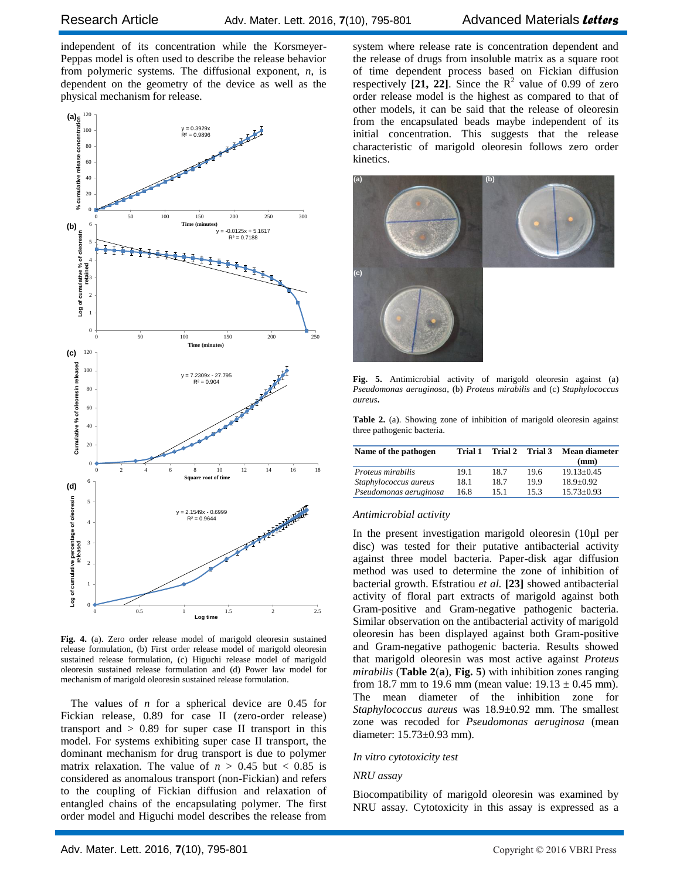independent of its concentration while the Korsmeyer-Peppas model is often used to describe the release behavior from polymeric systems. The diffusional exponent, *n*, is dependent on the geometry of the device as well as the physical mechanism for release.

Fig. 4. (a). Zero order release model of marigold oleoresin sustained release formulation, (b) First order release model of marigold oleoresin sustained release formulation, (c) Higuchi release model of marigold oleoresin sustained release formulation and (d) Power law model for mechanism of marigold oleoresin sustained release formulation.

The values of *n* for a spherical device are 0.45 for Fickian release, 0.89 for case II (zero-order release) transport and > 0.89 for super case II transport in this model. For systems exhibiting super case II transport, the dominant mechanism for drug transport is due to polymer matrix relaxation. The value of $n > 0.45$ but $< 0.85$ is considered as anomalous transport (non-Fickian) and refers to the coupling of Fickian diffusion and relaxation of entangled chains of the encapsulating polymer. The first order model and Higuchi model describes the release from system where release rate is concentration dependent and the release of drugs from insoluble matrix as a square root of time dependent process based on Fickian diffusion respectively **[21, 22]**. Since the $R^2$ value of 0.99 of zero order release model is the highest as compared to that of other models, it can be said that the release of oleoresin from the encapsulated beads maybe independent of its initial concentration. This suggests that the release characteristic of marigold oleoresin follows zero order kinetics.

**Fig. 5.** Antimicrobial activity of marigold oleoresin against (a) *Pseudomonas aeruginosa*, (b) *Proteus mirabilis* and (c) *Staphylococcus aureus*.

**Table 2.** (a). Showing zone of inhibition of marigold oleoresin against three pathogenic bacteria.

| Name of the pathogen | Trial 1 | Trial 2 | Trial 3 | Mean diameter (mm) |
|---|---|---|---|---|
| *Proteus mirabilis* | 19.1 | 18.7 | 19.6 | 19.13±0.45 |
| *Staphylococcus aureus* | 18.1 | 18.7 | 19.9 | 18.9±0.92 |
| *Pseudomonas aeruginosa* | 16.8 | 15.1 | 15.3 | 15.73±0.93 |

### *Antimicrobial activity*

In the present investigation marigold oleoresin (10µl per disc) was tested for their putative antibacterial activity against three model bacteria. Paper-disk agar diffusion method was used to determine the zone of inhibition of bacterial growth. Efstratiou *et al.* **[23]** showed antibacterial activity of floral part extracts of marigold against both Gram-positive and Gram-negative pathogenic bacteria. Similar observation on the antibacterial activity of marigold oleoresin has been displayed against both Gram-positive and Gram-negative pathogenic bacteria. Results showed that marigold oleoresin was most active against *Proteus mirabilis* (**Table 2**(**a**), **Fig. 5**) with inhibition zones ranging from 18.7 mm to 19.6 mm (mean value: 19.13 ± 0.45 mm). The mean diameter of the inhibition zone for *Staphylococcus aureus* was 18.9±0.92 mm. The smallest zone was recoded for *Pseudomonas aeruginosa* (mean diameter: 15.73±0.93 mm).

### *In vitro cytotoxicity test*

### *NRU assay*

Biocompatibility of marigold oleoresin was examined by NRU assay. Cytotoxicity in this assay is expressed as a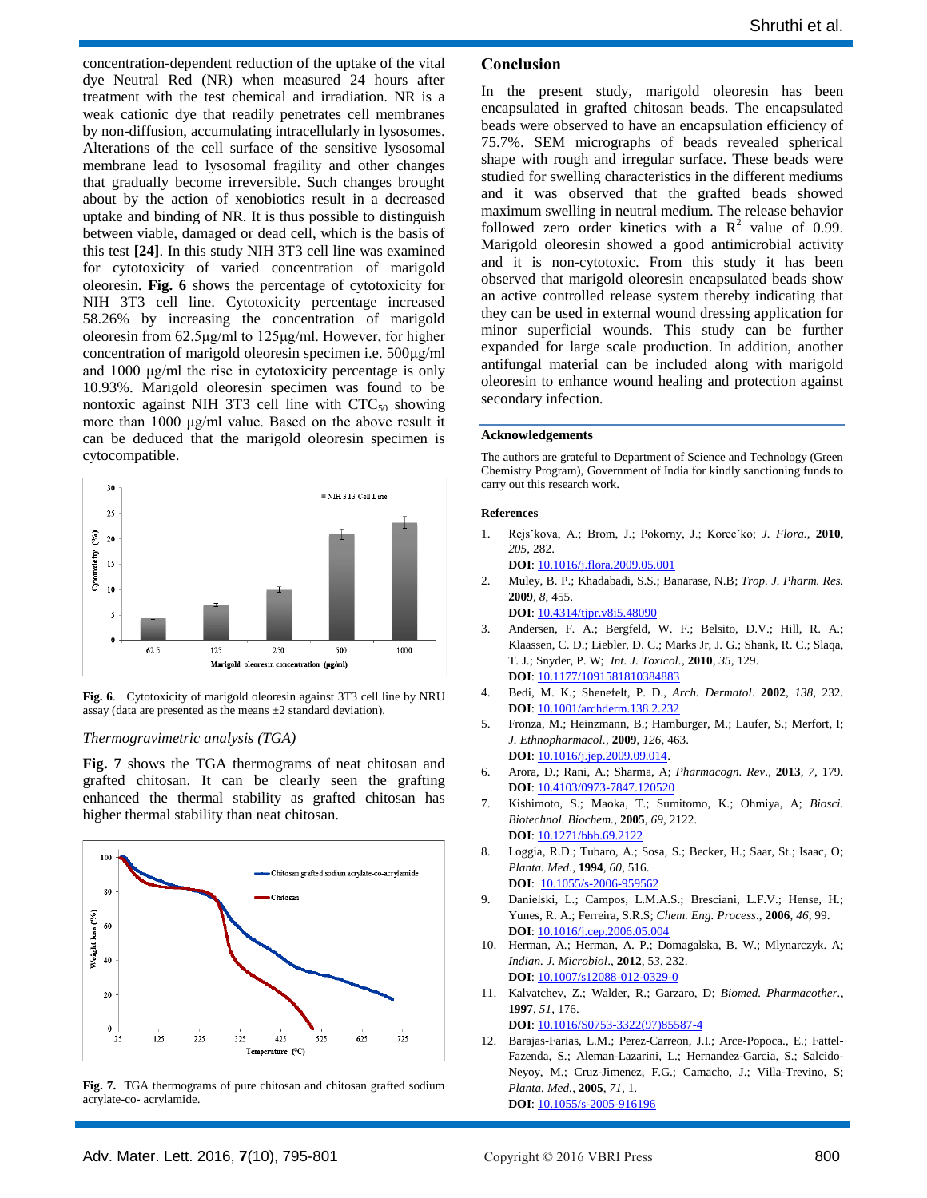concentration-dependent reduction of the uptake of the vital dye Neutral Red (NR) when measured 24 hours after treatment with the test chemical and irradiation. NR is a weak cationic dye that readily penetrates cell membranes by non-diffusion, accumulating intracellularly in lysosomes. Alterations of the cell surface of the sensitive lysosomal membrane lead to lysosomal fragility and other changes that gradually become irreversible. Such changes brought about by the action of xenobiotics result in a decreased uptake and binding of NR. It is thus possible to distinguish between viable, damaged or dead cell, which is the basis of this test **[24]**. In this study NIH 3T3 cell line was examined for cytotoxicity of varied concentration of marigold oleoresin. **Fig. 6** shows the percentage of cytotoxicity for NIH 3T3 cell line. Cytotoxicity percentage increased 58.26% by increasing the concentration of marigold oleoresin from 62.5μg/ml to 125μg/ml. However, for higher concentration of marigold oleoresin specimen i.e. 500μg/ml and 1000 μg/ml the rise in cytotoxicity percentage is only 10.93%. Marigold oleoresin specimen was found to be nontoxic against NIH 3T3 cell line with $CTC_{50}$ showing more than 1000 μg/ml value. Based on the above result it can be deduced that the marigold oleoresin specimen is cytocompatible.

**Fig. 6**. Cytotoxicity of marigold oleoresin against 3T3 cell line by NRU assay (data are presented as the means ±2 standard deviation).

### *Thermogravimetric analysis (TGA)*

**Fig. 7** shows the TGA thermograms of neat chitosan and grafted chitosan. It can be clearly seen the grafting enhanced the thermal stability as grafted chitosan has higher thermal stability than neat chitosan.

**Fig. 7.** TGA thermograms of pure chitosan and chitosan grafted sodium acrylate-co- acrylamide.

## Conclusion

In the present study, marigold oleoresin has been encapsulated in grafted chitosan beads. The encapsulated beads were observed to have an encapsulation efficiency of 75.7%. SEM micrographs of beads revealed spherical shape with rough and irregular surface. These beads were studied for swelling characteristics in the different mediums and it was observed that the grafted beads showed maximum swelling in neutral medium. The release behavior followed zero order kinetics with a $R^2$ value of 0.99. Marigold oleoresin showed a good antimicrobial activity and it is non-cytotoxic. From this study it has been observed that marigold oleoresin encapsulated beads show an active controlled release system thereby indicating that they can be used in external wound dressing application for minor superficial wounds. This study can be further expanded for large scale production. In addition, another antifungal material can be included along with marigold oleoresin to enhance wound healing and protection against secondary infection.

### Acknowledgements

The authors are grateful to Department of Science and Technology (Green Chemistry Program), Government of India for kindly sanctioning funds to carry out this research work.

### References

1. Rejsˇkova, A.; Brom, J.; Pokorny, J.; Korecˇko; *J. Flora.*, **2010**, *205*, 282.
   **DOI**: 10.1016/j.flora.2009.05.001
2. Muley, B. P.; Khadabadi, S.S.; Banarase, N.B; *Trop. J. Pharm. Res.* **2009**, *8*, 455.
   **DOI**: 10.4314/tjpr.v8i5.48090
3. Andersen, F. A.; Bergfeld, W. F.; Belsito, D.V.; Hill, R. A.; Klaassen, C. D.; Liebler, D. C.; Marks Jr, J. G.; Shank, R. C.; Slaqa, T. J.; Snyder, P. W; *Int. J. Toxicol.*, **2010**, *35*, 129.
   **DOI**: 10.1177/1091581810384883
4. Bedi, M. K.; Shenefelt, P. D., *Arch. Dermatol*. **2002**, *138*, 232.
   **DOI**: 10.1001/archderm.138.2.232
5. Fronza, M.; Heinzmann, B.; Hamburger, M.; Laufer, S.; Merfort, I; *J. Ethnopharmacol.*, **2009**, *126*, 463.
   **DOI**: 10.1016/j.jep.2009.09.014.
6. Arora, D.; Rani, A.; Sharma, A; *Pharmacogn. Rev*., **2013**, *7*, 179.
   **DOI**: 10.4103/0973-7847.120520
7. Kishimoto, S.; Maoka, T.; Sumitomo, K.; Ohmiya, A; *Biosci. Biotechnol. Biochem.*, **2005**, *69*, 2122.
   **DOI**: 10.1271/bbb.69.2122
8. Loggia, R.D.; Tubaro, A.; Sosa, S.; Becker, H.; Saar, St.; Isaac, O; *Planta. Med*., **1994**, *60*, 516.
   **DOI**: 10.1055/s-2006-959562
9. Danielski, L.; Campos, L.M.A.S.; Bresciani, L.F.V.; Hense, H.; Yunes, R. A.; Ferreira, S.R.S; *Chem. Eng. Process*., **2006**, *46*, 99.
   **DOI**: 10.1016/j.cep.2006.05.004
10. Herman, A.; Herman, A. P.; Domagalska, B. W.; Mlynarczyk. A; *Indian. J. Microbiol*., **2012**, *53*, 232.
    **DOI**: 10.1007/s12088-012-0329-0
11. Kalvatchev, Z.; Walder, R.; Garzaro, D; *Biomed. Pharmacother.*, **1997**, *51*, 176.
    **DOI**: 10.1016/S0753-3322(97)85587-4
12. Barajas-Farias, L.M.; Perez-Carreon, J.I.; Arce-Popoca., E.; Fattel-Fazenda, S.; Aleman-Lazarini, L.; Hernandez-Garcia, S.; Salcido-Neyoy, M.; Cruz-Jimenez, F.G.; Camacho, J.; Villa-Trevino, S; *Planta. Med.*, **2005**, *71*, 1.
    **DOI**: 10.1055/s-2005-916196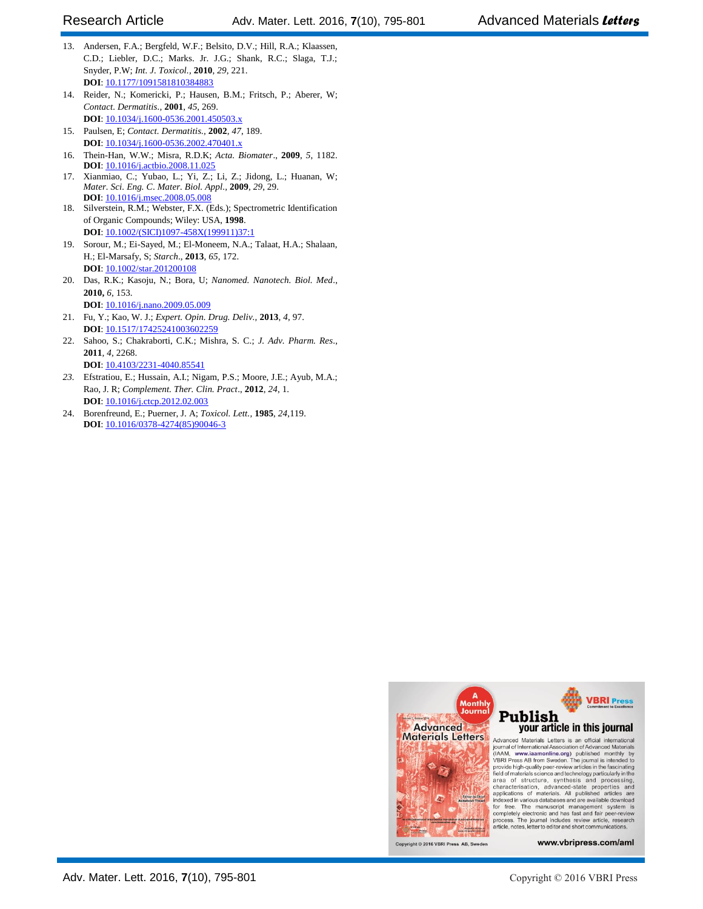13. Andersen, F.A.; Bergfeld, W.F.; Belsito, D.V.; Hill, R.A.; Klaassen, C.D.; Liebler, D.C.; Marks. Jr. J.G.; Shank, R.C.; Slaga, T.J.; Snyder, P.W; *Int. J. Toxicol.*, **2010**, *29*, 221.
**DOI**: 10.1177/1091581810384883
14. Reider, N.; Komericki, P.; Hausen, B.M.; Fritsch, P.; Aberer, W; *Contact. Dermatitis.*, **2001**, *45*, 269.
**DOI**: 10.1034/j.1600-0536.2001.450503.x
15. Paulsen, E; *Contact. Dermatitis.*, **2002**, *47*, 189.
**DOI**: 10.1034/j.1600-0536.2002.470401.x
16. Thein-Han, W.W.; Misra, R.D.K; *Acta. Biomater*., **2009**, *5*, 1182.
**DOI**: 10.1016/j.actbio.2008.11.025
17. Xianmiao, C.; Yubao, L.; Yi, Z.; Li, Z.; Jidong, L.; Huanan, W; *Mater. Sci. Eng. C. Mater. Biol. Appl.*, **2009**, *29*, 29.
**DOI**: 10.1016/j.msec.2008.05.008
18. Silverstein, R.M.; Webster, F.X. (Eds.); Spectrometric Identification of Organic Compounds; Wiley: USA, **1998**.
**DOI**: 10.1002/(SICI)1097-458X(199911)37:1
19. Sorour, M.; Ei-Sayed, M.; El-Moneem, N.A.; Talaat, H.A.; Shalaan, H.; El-Marsafy, S; *Starch*., **2013**, *65*, 172.
**DOI**: 10.1002/star.201200108
20. Das, R.K.; Kasoju, N.; Bora, U; *Nanomed. Nanotech. Biol. Med*., **2010,** *6*, 153.
**DOI**: 10.1016/j.nano.2009.05.009
21. Fu, Y.; Kao, W. J.; *Expert. Opin. Drug. Deliv.*, **2013**, *4*, 97.
**DOI**: 10.1517/17425241003602259
22. Sahoo, S.; Chakraborti, C.K.; Mishra, S. C.; *J. Adv. Pharm. Res*., **2011**, *4*, 2268.
**DOI**: 10.4103/2231-4040.85541
23. Efstratiou, E.; Hussain, A.I.; Nigam, P.S.; Moore, J.E.; Ayub, M.A.; Rao, J. R; *Complement. Ther. Clin. Pract*., **2012**, *24*, 1.
**DOI**: 10.1016/j.ctcp.2012.02.003
24. Borenfreund, E.; Puerner, J. A; *Toxicol. Lett.*, **1985**, *24*,119.
**DOI**: 10.1016/0378-4274(85)90046-3

A Monthly Journal

Advanced Materials Letters

VBRI Press
Commitment to Excellence

**Publish**
**your article in this journal**

Advanced Materials Letters is an official international journal of International Association of Advanced Materials (IAAM, www.iaamonline.org) published monthly by VBRI Press AB from Sweden. The journal is intended to provide high-quality peer-review articles in the fascinating field of materials science and technology particularly in the area of structure, synthesis and processing, characterisation, advanced-state properties and applications of materials. All published articles are indexed in various databases and are available download for free. The manuscript management system is completely electronic and has fast and fair peer-review process. The journal includes review article, research article, notes, letter to editor and short communications.

Copyright © 2016 VBRI Press AB, Sweden

www.vbripress.com/aml